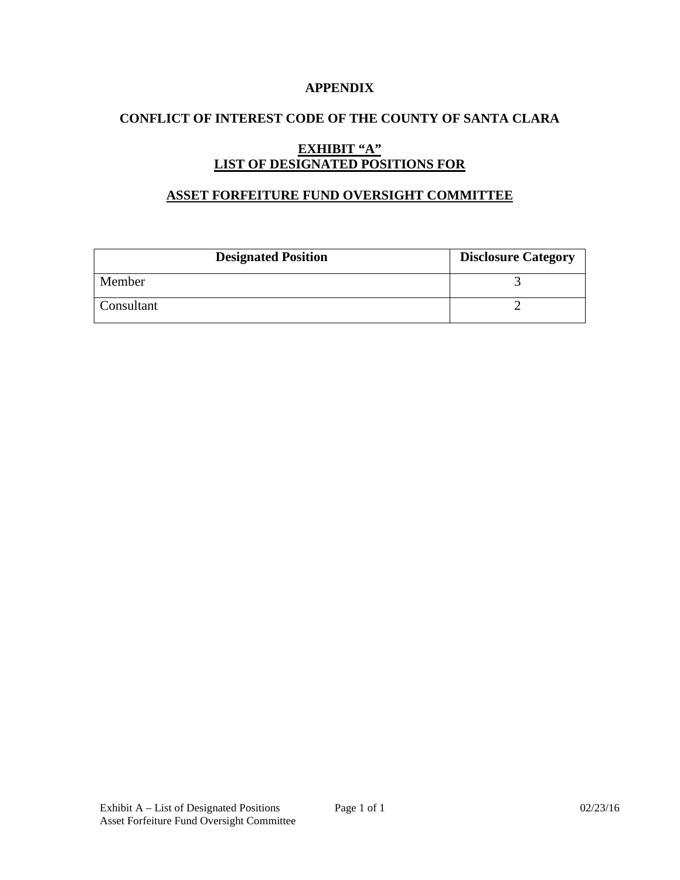**APPENDIX**

**CONFLICT OF INTEREST CODE OF THE COUNTY OF SANTA CLARA**

**EXHIBIT "A"**
**LIST OF DESIGNATED POSITIONS FOR**

**ASSET FORFEITURE FUND OVERSIGHT COMMITTEE**

| Designated Position | Disclosure Category |
| --- | --- |
| Member | 3 |
| Consultant | 2 |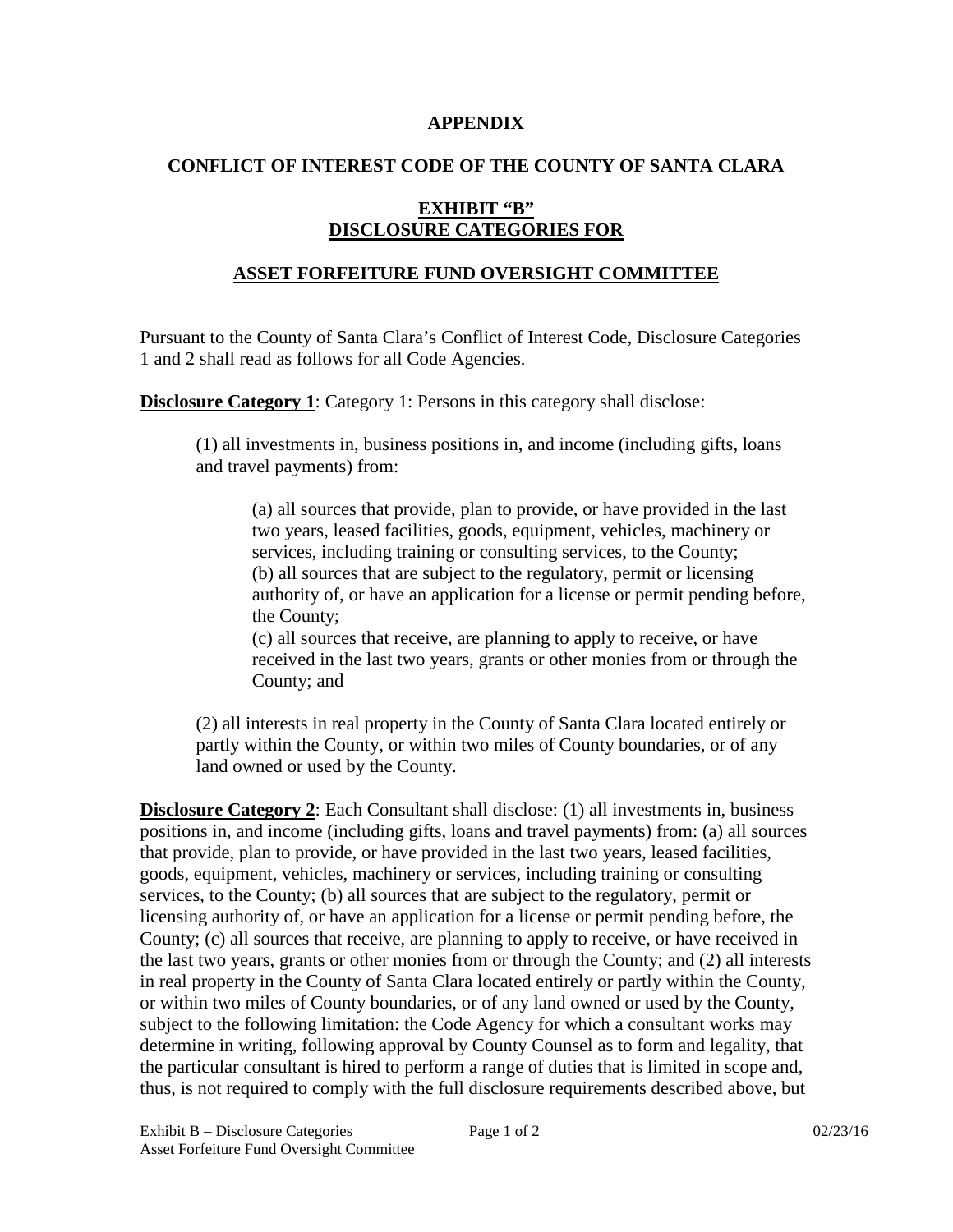**APPENDIX**

**CONFLICT OF INTEREST CODE OF THE COUNTY OF SANTA CLARA**

**EXHIBIT "B"**
**DISCLOSURE CATEGORIES FOR**

**ASSET FORFEITURE FUND OVERSIGHT COMMITTEE**

Pursuant to the County of Santa Clara's Conflict of Interest Code, Disclosure Categories 1 and 2 shall read as follows for all Code Agencies.

**Disclosure Category 1**: Category 1: Persons in this category shall disclose:

> (1) all investments in, business positions in, and income (including gifts, loans and travel payments) from:
>
> > (a) all sources that provide, plan to provide, or have provided in the last two years, leased facilities, goods, equipment, vehicles, machinery or services, including training or consulting services, to the County;
> > (b) all sources that are subject to the regulatory, permit or licensing authority of, or have an application for a license or permit pending before, the County;
> > (c) all sources that receive, are planning to apply to receive, or have received in the last two years, grants or other monies from or through the County; and
>
> (2) all interests in real property in the County of Santa Clara located entirely or partly within the County, or within two miles of County boundaries, or of any land owned or used by the County.

**Disclosure Category 2**: Each Consultant shall disclose: (1) all investments in, business positions in, and income (including gifts, loans and travel payments) from: (a) all sources that provide, plan to provide, or have provided in the last two years, leased facilities, goods, equipment, vehicles, machinery or services, including training or consulting services, to the County; (b) all sources that are subject to the regulatory, permit or licensing authority of, or have an application for a license or permit pending before, the County; (c) all sources that receive, are planning to apply to receive, or have received in the last two years, grants or other monies from or through the County; and (2) all interests in real property in the County of Santa Clara located entirely or partly within the County, or within two miles of County boundaries, or of any land owned or used by the County, subject to the following limitation: the Code Agency for which a consultant works may determine in writing, following approval by County Counsel as to form and legality, that the particular consultant is hired to perform a range of duties that is limited in scope and, thus, is not required to comply with the full disclosure requirements described above, but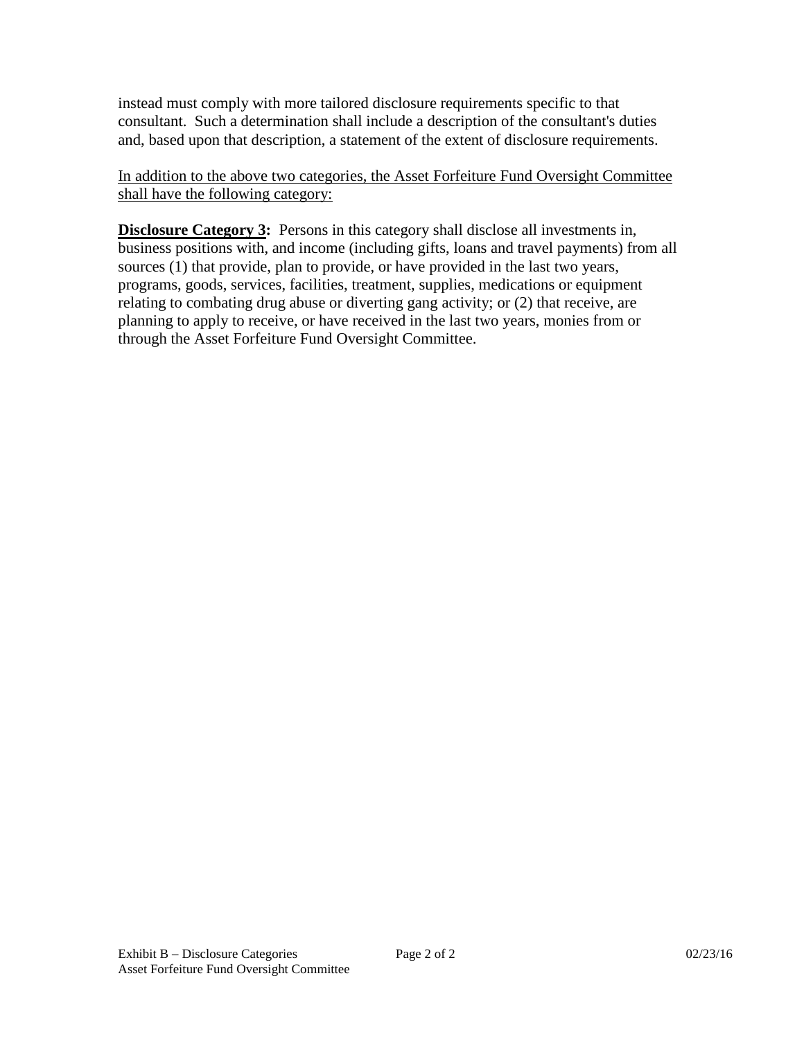instead must comply with more tailored disclosure requirements specific to that consultant. Such a determination shall include a description of the consultant's duties and, based upon that description, a statement of the extent of disclosure requirements.

<u>In addition to the above two categories, the Asset Forfeiture Fund Oversight Committee shall have the following category:</u>

**<u>Disclosure Category 3</u>:** Persons in this category shall disclose all investments in, business positions with, and income (including gifts, loans and travel payments) from all sources (1) that provide, plan to provide, or have provided in the last two years, programs, goods, services, facilities, treatment, supplies, medications or equipment relating to combating drug abuse or diverting gang activity; or (2) that receive, are planning to apply to receive, or have received in the last two years, monies from or through the Asset Forfeiture Fund Oversight Committee.